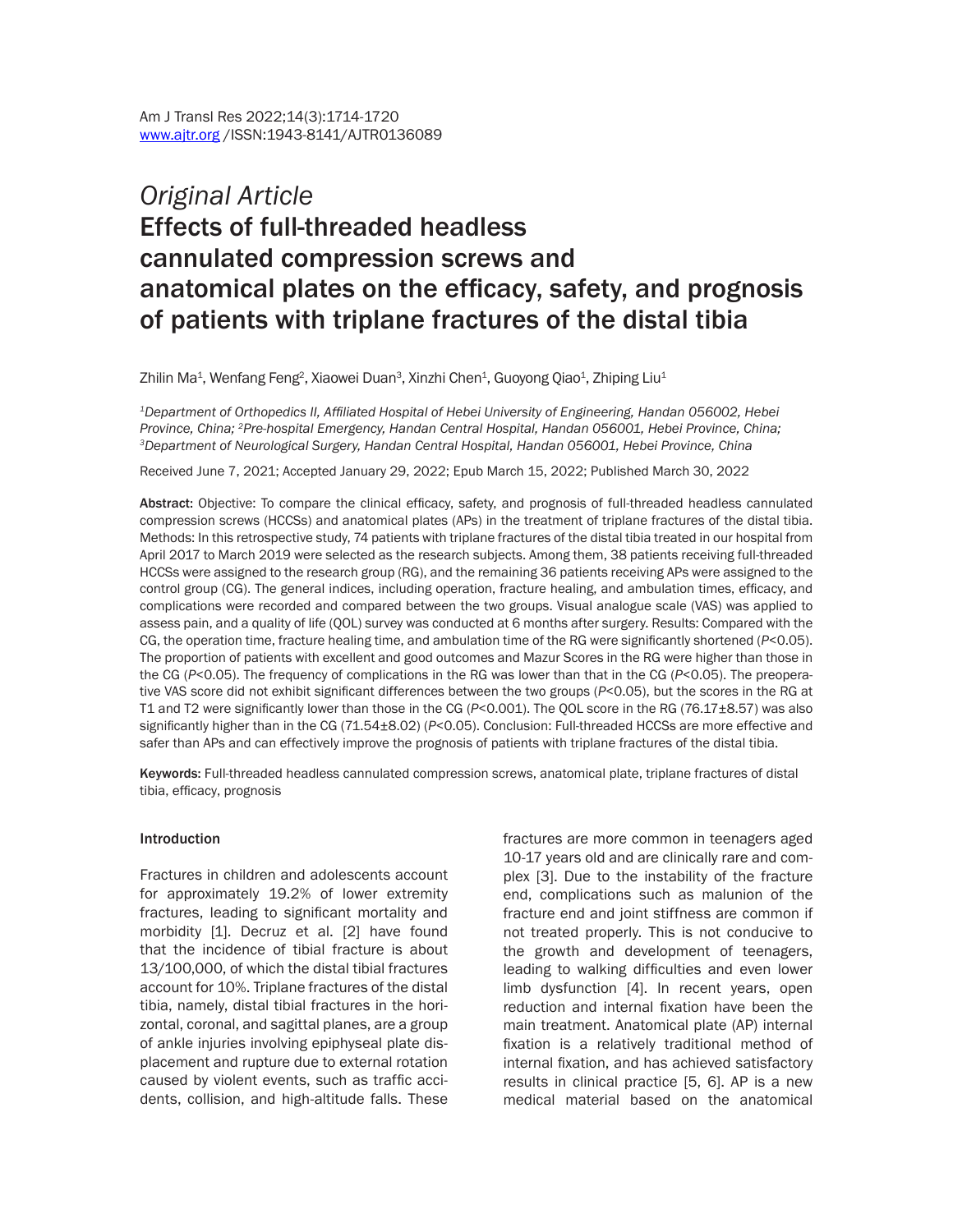*Original Article*

# Effects of full-threaded headless cannulated compression screws and anatomical plates on the efficacy, safety, and prognosis of patients with triplane fractures of the distal tibia

Zhilin Ma[1], Wenfang Feng[2], Xiaowei Duan[3], Xinzhi Chen[1], Guoyong Qiao[1], Zhiping Liu[1]

*[1]Department of Orthopedics II, Affiliated Hospital of Hebei University of Engineering, Handan 056002, Hebei Province, China; [2]Pre-hospital Emergency, Handan Central Hospital, Handan 056001, Hebei Province, China; [3]Department of Neurological Surgery, Handan Central Hospital, Handan 056001, Hebei Province, China*

Received June 7, 2021; Accepted January 29, 2022; Epub March 15, 2022; Published March 30, 2022

**Abstract:** Objective: To compare the clinical efficacy, safety, and prognosis of full-threaded headless cannulated compression screws (HCCSs) and anatomical plates (APs) in the treatment of triplane fractures of the distal tibia. Methods: In this retrospective study, 74 patients with triplane fractures of the distal tibia treated in our hospital from April 2017 to March 2019 were selected as the research subjects. Among them, 38 patients receiving full-threaded HCCSs were assigned to the research group (RG), and the remaining 36 patients receiving APs were assigned to the control group (CG). The general indices, including operation, fracture healing, and ambulation times, efficacy, and complications were recorded and compared between the two groups. Visual analogue scale (VAS) was applied to assess pain, and a quality of life (QOL) survey was conducted at 6 months after surgery. Results: Compared with the CG, the operation time, fracture healing time, and ambulation time of the RG were significantly shortened ($P<0.05$). The proportion of patients with excellent and good outcomes and Mazur Scores in the RG were higher than those in the CG ($P<0.05$). The frequency of complications in the RG was lower than that in the CG ($P<0.05$). The preoperative VAS score did not exhibit significant differences between the two groups ($P<0.05$), but the scores in the RG at T1 and T2 were significantly lower than those in the CG ($P<0.001$). The QOL score in the RG (76.17±8.57) was also significantly higher than in the CG (71.54±8.02) ($P<0.05$). Conclusion: Full-threaded HCCSs are more effective and safer than APs and can effectively improve the prognosis of patients with triplane fractures of the distal tibia.

**Keywords:** Full-threaded headless cannulated compression screws, anatomical plate, triplane fractures of distal tibia, efficacy, prognosis

## Introduction

Fractures in children and adolescents account for approximately 19.2% of lower extremity fractures, leading to significant mortality and morbidity [1]. Decruz et al. [2] have found that the incidence of tibial fracture is about 13/100,000, of which the distal tibial fractures account for 10%. Triplane fractures of the distal tibia, namely, distal tibial fractures in the horizontal, coronal, and sagittal planes, are a group of ankle injuries involving epiphyseal plate displacement and rupture due to external rotation caused by violent events, such as traffic accidents, collision, and high-altitude falls. These fractures are more common in teenagers aged 10-17 years old and are clinically rare and complex [3]. Due to the instability of the fracture end, complications such as malunion of the fracture end and joint stiffness are common if not treated properly. This is not conducive to the growth and development of teenagers, leading to walking difficulties and even lower limb dysfunction [4]. In recent years, open reduction and internal fixation have been the main treatment. Anatomical plate (AP) internal fixation is a relatively traditional method of internal fixation, and has achieved satisfactory results in clinical practice [5, 6]. AP is a new medical material based on the anatomical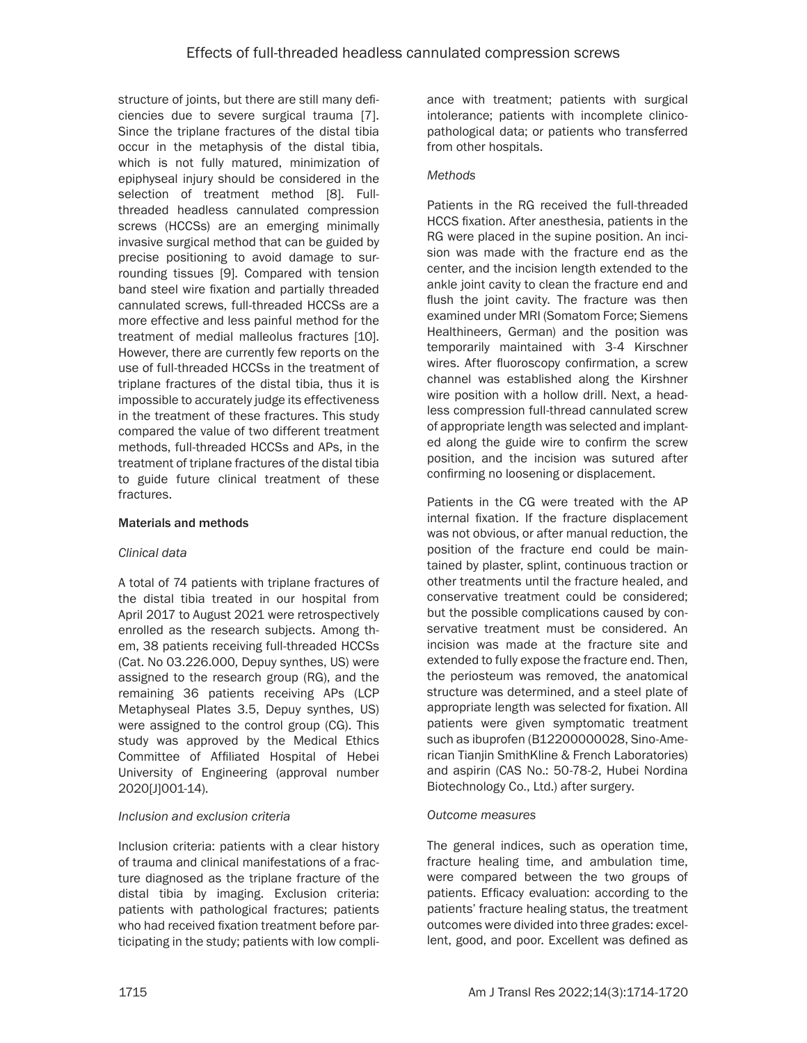structure of joints, but there are still many deficiencies due to severe surgical trauma [7]. Since the triplane fractures of the distal tibia occur in the metaphysis of the distal tibia, which is not fully matured, minimization of epiphyseal injury should be considered in the selection of treatment method [8]. Full-threaded headless cannulated compression screws (HCCSs) are an emerging minimally invasive surgical method that can be guided by precise positioning to avoid damage to surrounding tissues [9]. Compared with tension band steel wire fixation and partially threaded cannulated screws, full-threaded HCCSs are a more effective and less painful method for the treatment of medial malleolus fractures [10]. However, there are currently few reports on the use of full-threaded HCCSs in the treatment of triplane fractures of the distal tibia, thus it is impossible to accurately judge its effectiveness in the treatment of these fractures. This study compared the value of two different treatment methods, full-threaded HCCSs and APs, in the treatment of triplane fractures of the distal tibia to guide future clinical treatment of these fractures.

## Materials and methods

### *Clinical data*

A total of 74 patients with triplane fractures of the distal tibia treated in our hospital from April 2017 to August 2021 were retrospectively enrolled as the research subjects. Among them, 38 patients receiving full-threaded HCCSs (Cat. No 03.226.000, Depuy synthes, US) were assigned to the research group (RG), and the remaining 36 patients receiving APs (LCP Metaphyseal Plates 3.5, Depuy synthes, US) were assigned to the control group (CG). This study was approved by the Medical Ethics Committee of Affiliated Hospital of Hebei University of Engineering (approval number 2020[J]001-14).

### *Inclusion and exclusion criteria*

Inclusion criteria: patients with a clear history of trauma and clinical manifestations of a fracture diagnosed as the triplane fracture of the distal tibia by imaging. Exclusion criteria: patients with pathological fractures; patients who had received fixation treatment before participating in the study; patients with low compliance with treatment; patients with surgical intolerance; patients with incomplete clinicopathological data; or patients who transferred from other hospitals.

### *Methods*

Patients in the RG received the full-threaded HCCS fixation. After anesthesia, patients in the RG were placed in the supine position. An incision was made with the fracture end as the center, and the incision length extended to the ankle joint cavity to clean the fracture end and flush the joint cavity. The fracture was then examined under MRI (Somatom Force; Siemens Healthineers, German) and the position was temporarily maintained with 3-4 Kirschner wires. After fluoroscopy confirmation, a screw channel was established along the Kirshner wire position with a hollow drill. Next, a headless compression full-thread cannulated screw of appropriate length was selected and implanted along the guide wire to confirm the screw position, and the incision was sutured after confirming no loosening or displacement.

Patients in the CG were treated with the AP internal fixation. If the fracture displacement was not obvious, or after manual reduction, the position of the fracture end could be maintained by plaster, splint, continuous traction or other treatments until the fracture healed, and conservative treatment could be considered; but the possible complications caused by conservative treatment must be considered. An incision was made at the fracture site and extended to fully expose the fracture end. Then, the periosteum was removed, the anatomical structure was determined, and a steel plate of appropriate length was selected for fixation. All patients were given symptomatic treatment such as ibuprofen (B12200000028, Sino-American Tianjin SmithKline & French Laboratories) and aspirin (CAS No.: 50-78-2, Hubei Nordina Biotechnology Co., Ltd.) after surgery.

### *Outcome measures*

The general indices, such as operation time, fracture healing time, and ambulation time, were compared between the two groups of patients. Efficacy evaluation: according to the patients' fracture healing status, the treatment outcomes were divided into three grades: excellent, good, and poor. Excellent was defined as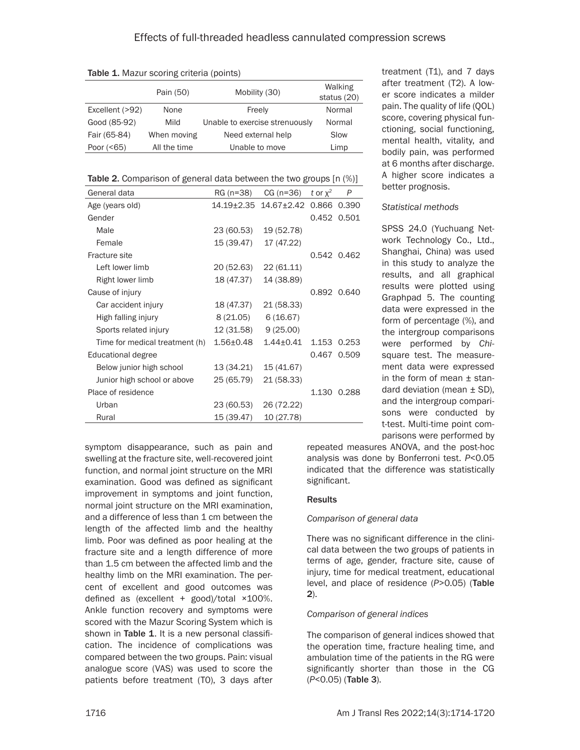**Table 1.** Mazur scoring criteria (points)

| | Pain (50) | Mobility (30) | Walking status (20) |
|---|---|---|---|
| Excellent (>92) | None | Freely | Normal |
| Good (85-92) | Mild | Unable to exercise strenuously | Normal |
| Fair (65-84) | When moving | Need external help | Slow |
| Poor (<65) | All the time | Unable to move | Limp |

**Table 2.** Comparison of general data between the two groups [n (%)]

| General data | RG (n=38) | CG (n=36) | t or $\chi^2$ | P |
|---|---|---|---|---|
| Age (years old) | 14.19±2.35 | 14.67±2.42 | 0.866 | 0.390 |
| Gender | | | 0.452 | 0.501 |
| Male | 23 (60.53) | 19 (52.78) | | |
| Female | 15 (39.47) | 17 (47.22) | | |
| Fracture site | | | 0.542 | 0.462 |
| Left lower limb | 20 (52.63) | 22 (61.11) | | |
| Right lower limb | 18 (47.37) | 14 (38.89) | | |
| Cause of injury | | | 0.892 | 0.640 |
| Car accident injury | 18 (47.37) | 21 (58.33) | | |
| High falling injury | 8 (21.05) | 6 (16.67) | | |
| Sports related injury | 12 (31.58) | 9 (25.00) | | |
| Time for medical treatment (h) | 1.56±0.48 | 1.44±0.41 | 1.153 | 0.253 |
| Educational degree | | | 0.467 | 0.509 |
| Below junior high school | 13 (34.21) | 15 (41.67) | | |
| Junior high school or above | 25 (65.79) | 21 (58.33) | | |
| Place of residence | | | 1.130 | 0.288 |
| Urban | 23 (60.53) | 26 (72.22) | | |
| Rural | 15 (39.47) | 10 (27.78) | | |

symptom disappearance, such as pain and swelling at the fracture site, well-recovered joint function, and normal joint structure on the MRI examination. Good was defined as significant improvement in symptoms and joint function, normal joint structure on the MRI examination, and a difference of less than 1 cm between the length of the affected limb and the healthy limb. Poor was defined as poor healing at the fracture site and a length difference of more than 1.5 cm between the affected limb and the healthy limb on the MRI examination. The percent of excellent and good outcomes was defined as (excellent + good)/total ×100%. Ankle function recovery and symptoms were scored with the Mazur Scoring System which is shown in **Table 1**. It is a new personal classification. The incidence of complications was compared between the two groups. Pain: visual analogue score (VAS) was used to score the patients before treatment (T0), 3 days after treatment (T1), and 7 days after treatment (T2). A lower score indicates a milder pain. The quality of life (QOL) score, covering physical functioning, social functioning, mental health, vitality, and bodily pain, was performed at 6 months after discharge. A higher score indicates a better prognosis.

*Statistical methods*

SPSS 24.0 (Yuchuang Network Technology Co., Ltd., Shanghai, China) was used in this study to analyze the results, and all graphical results were plotted using Graphpad 5. The counting data were expressed in the form of percentage (%), and the intergroup comparisons were performed by *Chi*-square test. The measurement data were expressed in the form of mean ± standard deviation (mean ± SD), and the intergroup comparisons were conducted by t-test. Multi-time point comparisons were performed by repeated measures ANOVA, and the post-hoc analysis was done by Bonferroni test. $P<0.05$ indicated that the difference was statistically significant.

## Results

*Comparison of general data*

There was no significant difference in the clinical data between the two groups of patients in terms of age, gender, fracture site, cause of injury, time for medical treatment, educational level, and place of residence ($P>0.05$) (**Table 2**).

*Comparison of general indices*

The comparison of general indices showed that the operation time, fracture healing time, and ambulation time of the patients in the RG were significantly shorter than those in the CG ($P<0.05$) (**Table 3**).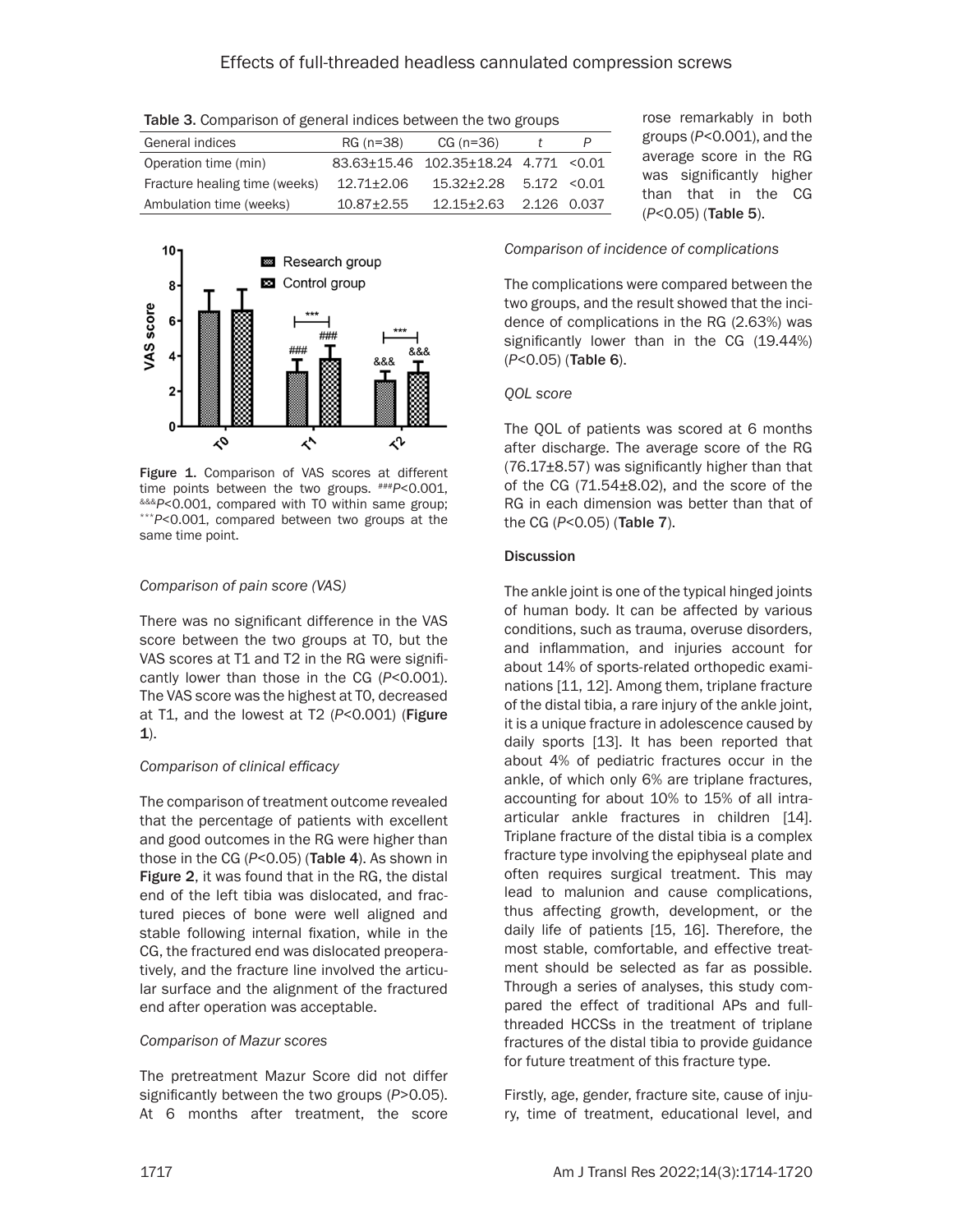Table 3. Comparison of general indices between the two groups

| General indices | RG (n=38) | CG (n=36) | $t$ | $P$ |
|---|---|---|---|---|
| Operation time (min) | 83.63±15.46 | 102.35±18.24 | 4.771 | <0.01 |
| Fracture healing time (weeks) | 12.71±2.06 | 15.32±2.28 | 5.172 | <0.01 |
| Ambulation time (weeks) | 10.87±2.55 | 12.15±2.63 | 2.126 | 0.037 |

Figure 1. Comparison of VAS scores at different time points between the two groups. ###$P$<0.001, &&&$P$<0.001, compared with T0 within same group; ***$P$<0.001, compared between two groups at the same time point.

*Comparison of pain score (VAS)*

There was no significant difference in the VAS score between the two groups at T0, but the VAS scores at T1 and T2 in the RG were significantly lower than those in the CG ($P$<0.001). The VAS score was the highest at T0, decreased at T1, and the lowest at T2 ($P$<0.001) (**Figure 1**).

*Comparison of clinical efficacy*

The comparison of treatment outcome revealed that the percentage of patients with excellent and good outcomes in the RG were higher than those in the CG ($P$<0.05) (**Table 4**). As shown in **Figure 2**, it was found that in the RG, the distal end of the left tibia was dislocated, and fractured pieces of bone were well aligned and stable following internal fixation, while in the CG, the fractured end was dislocated preoperatively, and the fracture line involved the articular surface and the alignment of the fractured end after operation was acceptable.

*Comparison of Mazur scores*

The pretreatment Mazur Score did not differ significantly between the two groups ($P$>0.05). At 6 months after treatment, the score rose remarkably in both groups ($P$<0.001), and the average score in the RG was significantly higher than that in the CG ($P$<0.05) (**Table 5**).

*Comparison of incidence of complications*

The complications were compared between the two groups, and the result showed that the incidence of complications in the RG (2.63%) was significantly lower than in the CG (19.44%) ($P$<0.05) (**Table 6**).

*QOL score*

The QOL of patients was scored at 6 months after discharge. The average score of the RG (76.17±8.57) was significantly higher than that of the CG (71.54±8.02), and the score of the RG in each dimension was better than that of the CG ($P$<0.05) (**Table 7**).

## Discussion

The ankle joint is one of the typical hinged joints of human body. It can be affected by various conditions, such as trauma, overuse disorders, and inflammation, and injuries account for about 14% of sports-related orthopedic examinations [11, 12]. Among them, triplane fracture of the distal tibia, a rare injury of the ankle joint, it is a unique fracture in adolescence caused by daily sports [13]. It has been reported that about 4% of pediatric fractures occur in the ankle, of which only 6% are triplane fractures, accounting for about 10% to 15% of all intra-articular ankle fractures in children [14]. Triplane fracture of the distal tibia is a complex fracture type involving the epiphyseal plate and often requires surgical treatment. This may lead to malunion and cause complications, thus affecting growth, development, or the daily life of patients [15, 16]. Therefore, the most stable, comfortable, and effective treatment should be selected as far as possible. Through a series of analyses, this study compared the effect of traditional APs and full-threaded HCCSs in the treatment of triplane fractures of the distal tibia to provide guidance for future treatment of this fracture type.

Firstly, age, gender, fracture site, cause of injury, time of treatment, educational level, and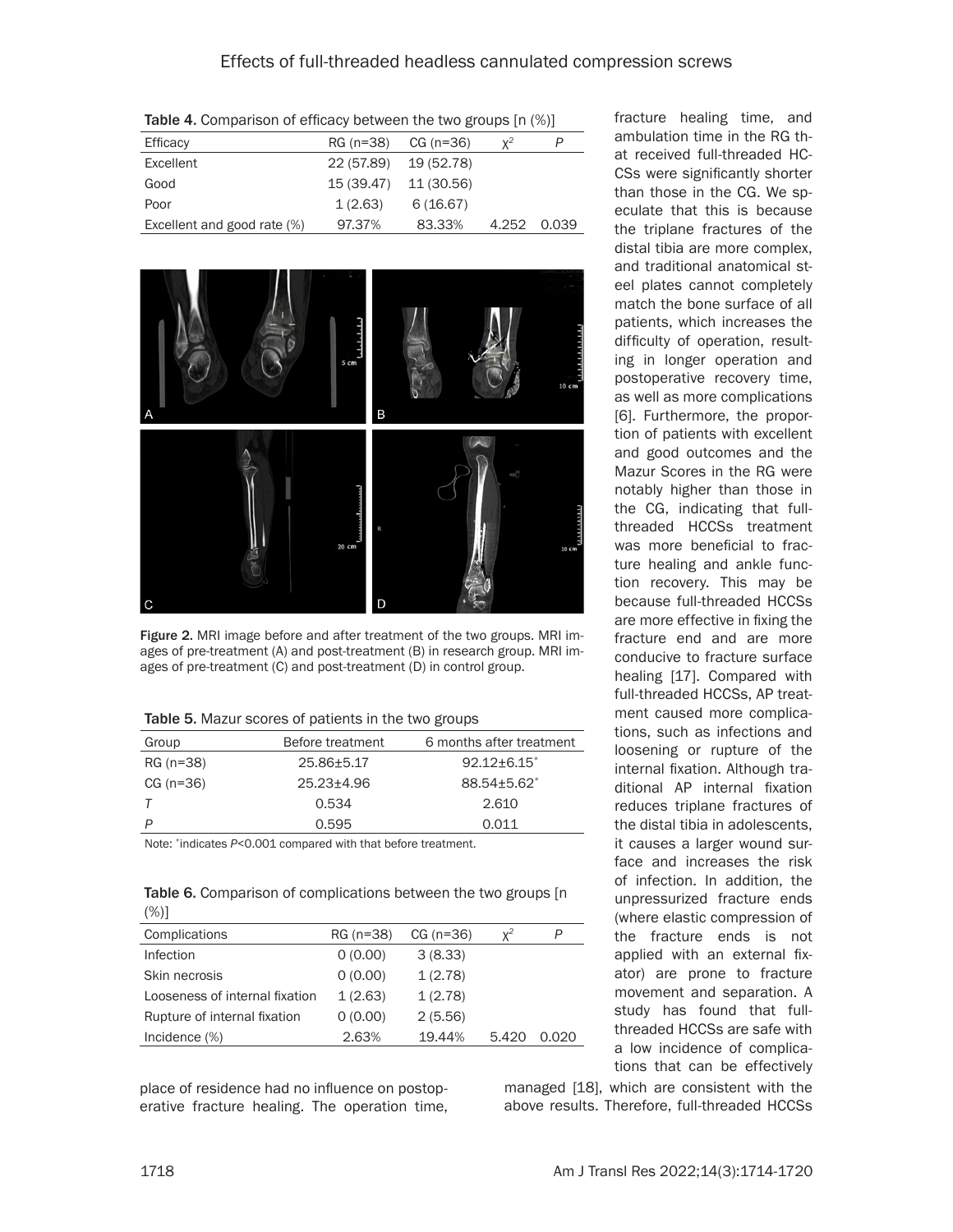Table 4. Comparison of efficacy between the two groups [n (%)]

| Efficacy | RG (n=38) | CG (n=36) | $\chi^2$ | $P$ |
|---|---|---|---|---|
| Excellent | 22 (57.89) | 19 (52.78) | | |
| Good | 15 (39.47) | 11 (30.56) | | |
| Poor | 1 (2.63) | 6 (16.67) | | |
| Excellent and good rate (%) | 97.37% | 83.33% | 4.252 | 0.039 |

Figure 2. MRI image before and after treatment of the two groups. MRI images of pre-treatment (A) and post-treatment (B) in research group. MRI images of pre-treatment (C) and post-treatment (D) in control group.

Table 5. Mazur scores of patients in the two groups

| Group | Before treatment | 6 months after treatment |
|---|---|---|
| RG (n=38) | 25.86±5.17 | 92.12±6.15* |
| CG (n=36) | 25.23±4.96 | 88.54±5.62* |
| $T$ | 0.534 | 2.610 |
| $P$ | 0.595 | 0.011 |

Note: *indicates $P<0.001$ compared with that before treatment.

Table 6. Comparison of complications between the two groups [n (%)]

| Complications | RG (n=38) | CG (n=36) | $\chi^2$ | $P$ |
|---|---|---|---|---|
| Infection | 0 (0.00) | 3 (8.33) | | |
| Skin necrosis | 0 (0.00) | 1 (2.78) | | |
| Looseness of internal fixation | 1 (2.63) | 1 (2.78) | | |
| Rupture of internal fixation | 0 (0.00) | 2 (5.56) | | |
| Incidence (%) | 2.63% | 19.44% | 5.420 | 0.020 |

place of residence had no influence on postoperative fracture healing. The operation time, fracture healing time, and ambulation time in the RG that received full-threaded HCCSs were significantly shorter than those in the CG. We speculate that this is because the triplane fractures of the distal tibia are more complex, and traditional anatomical steel plates cannot completely match the bone surface of all patients, which increases the difficulty of operation, resulting in longer operation and postoperative recovery time, as well as more complications [6]. Furthermore, the proportion of patients with excellent and good outcomes and the Mazur Scores in the RG were notably higher than those in the CG, indicating that full-threaded HCCSs treatment was more beneficial to fracture healing and ankle function recovery. This may be because full-threaded HCCSs are more effective in fixing the fracture end and are more conducive to fracture surface healing [17]. Compared with full-threaded HCCSs, AP treatment caused more complications, such as infections and loosening or rupture of the internal fixation. Although traditional AP internal fixation reduces triplane fractures of the distal tibia in adolescents, it causes a larger wound surface and increases the risk of infection. In addition, the unpressurized fracture ends (where elastic compression of the fracture ends is not applied with an external fixator) are prone to fracture movement and separation. A study has found that full-threaded HCCSs are safe with a low incidence of complications that can be effectively managed [18], which are consistent with the above results. Therefore, full-threaded HCCSs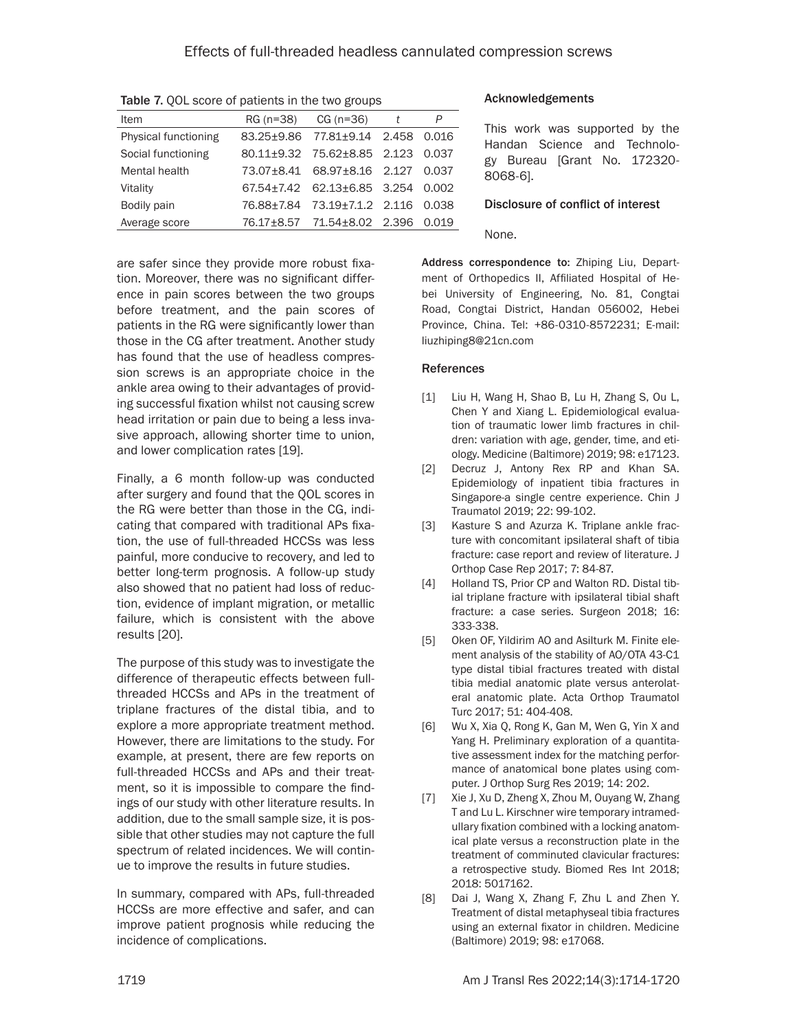Table 7. QOL score of patients in the two groups

| Item | RG (n=38) | CG (n=36) | *t* | *P* |
| --- | --- | --- | --- | --- |
| Physical functioning | 83.25±9.86 | 77.81±9.14 | 2.458 | 0.016 |
| Social functioning | 80.11±9.32 | 75.62±8.85 | 2.123 | 0.037 |
| Mental health | 73.07±8.41 | 68.97±8.16 | 2.127 | 0.037 |
| Vitality | 67.54±7.42 | 62.13±6.85 | 3.254 | 0.002 |
| Bodily pain | 76.88±7.84 | 73.19±7.1.2 | 2.116 | 0.038 |
| Average score | 76.17±8.57 | 71.54±8.02 | 2.396 | 0.019 |

are safer since they provide more robust fixation. Moreover, there was no significant difference in pain scores between the two groups before treatment, and the pain scores of patients in the RG were significantly lower than those in the CG after treatment. Another study has found that the use of headless compression screws is an appropriate choice in the ankle area owing to their advantages of providing successful fixation whilst not causing screw head irritation or pain due to being a less invasive approach, allowing shorter time to union, and lower complication rates [19].

Finally, a 6 month follow-up was conducted after surgery and found that the QOL scores in the RG were better than those in the CG, indicating that compared with traditional APs fixation, the use of full-threaded HCCSs was less painful, more conducive to recovery, and led to better long-term prognosis. A follow-up study also showed that no patient had loss of reduction, evidence of implant migration, or metallic failure, which is consistent with the above results [20].

The purpose of this study was to investigate the difference of therapeutic effects between full-threaded HCCSs and APs in the treatment of triplane fractures of the distal tibia, and to explore a more appropriate treatment method. However, there are limitations to the study. For example, at present, there are few reports on full-threaded HCCSs and APs and their treatment, so it is impossible to compare the findings of our study with other literature results. In addition, due to the small sample size, it is possible that other studies may not capture the full spectrum of related incidences. We will continue to improve the results in future studies.

In summary, compared with APs, full-threaded HCCSs are more effective and safer, and can improve patient prognosis while reducing the incidence of complications.

## Acknowledgements

This work was supported by the Handan Science and Technology Bureau [Grant No. 172320-8068-6].

## Disclosure of conflict of interest

None.

**Address correspondence to:** Zhiping Liu, Department of Orthopedics II, Affiliated Hospital of Hebei University of Engineering, No. 81, Congtai Road, Congtai District, Handan 056002, Hebei Province, China. Tel: +86-0310-8572231; E-mail: liuzhiping8@21cn.com

## References

[1] Liu H, Wang H, Shao B, Lu H, Zhang S, Ou L, Chen Y and Xiang L. Epidemiological evaluation of traumatic lower limb fractures in children: variation with age, gender, time, and etiology. Medicine (Baltimore) 2019; 98: e17123.

[2] Decruz J, Antony Rex RP and Khan SA. Epidemiology of inpatient tibia fractures in Singapore-a single centre experience. Chin J Traumatol 2019; 22: 99-102.

[3] Kasture S and Azurza K. Triplane ankle fracture with concomitant ipsilateral shaft of tibia fracture: case report and review of literature. J Orthop Case Rep 2017; 7: 84-87.

[4] Holland TS, Prior CP and Walton RD. Distal tibial triplane fracture with ipsilateral tibial shaft fracture: a case series. Surgeon 2018; 16: 333-338.

[5] Oken OF, Yildirim AO and Asilturk M. Finite element analysis of the stability of AO/OTA 43-C1 type distal tibial fractures treated with distal tibia medial anatomic plate versus anterolateral anatomic plate. Acta Orthop Traumatol Turc 2017; 51: 404-408.

[6] Wu X, Xia Q, Rong K, Gan M, Wen G, Yin X and Yang H. Preliminary exploration of a quantitative assessment index for the matching performance of anatomical bone plates using computer. J Orthop Surg Res 2019; 14: 202.

[7] Xie J, Xu D, Zheng X, Zhou M, Ouyang W, Zhang T and Lu L. Kirschner wire temporary intramedullary fixation combined with a locking anatomical plate versus a reconstruction plate in the treatment of comminuted clavicular fractures: a retrospective study. Biomed Res Int 2018; 2018: 5017162.

[8] Dai J, Wang X, Zhang F, Zhu L and Zhen Y. Treatment of distal metaphyseal tibia fractures using an external fixator in children. Medicine (Baltimore) 2019; 98: e17068.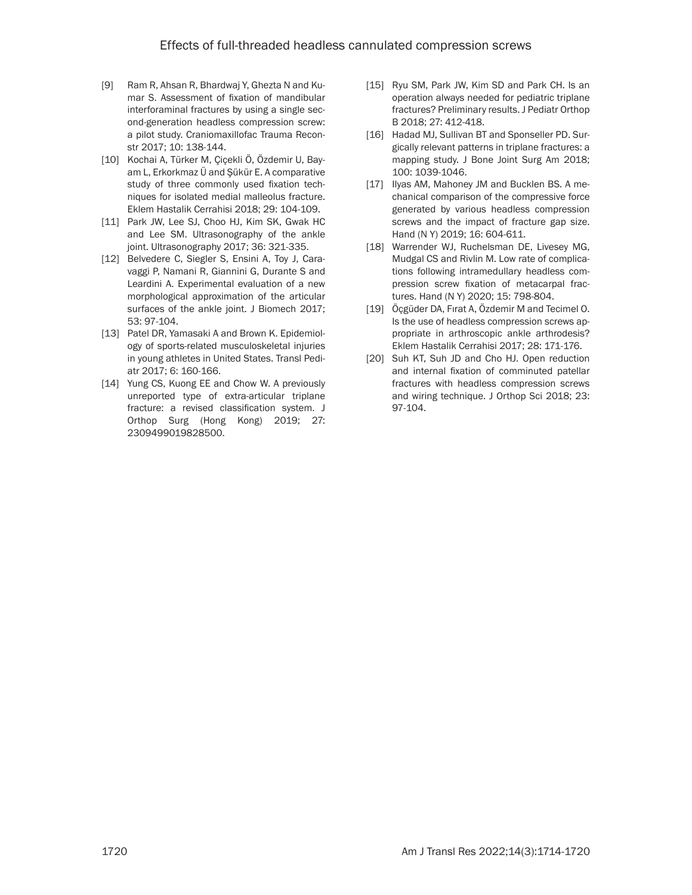[9] Ram R, Ahsan R, Bhardwaj Y, Ghezta N and Kumar S. Assessment of fixation of mandibular interforaminal fractures by using a single second-generation headless compression screw: a pilot study. Craniomaxillofac Trauma Reconstr 2017; 10: 138-144.

[10] Kochai A, Türker M, Çiçekli Ö, Özdemir U, Bayam L, Erkorkmaz Ü and Şükür E. A comparative study of three commonly used fixation techniques for isolated medial malleolus fracture. Eklem Hastalik Cerrahisi 2018; 29: 104-109.

[11] Park JW, Lee SJ, Choo HJ, Kim SK, Gwak HC and Lee SM. Ultrasonography of the ankle joint. Ultrasonography 2017; 36: 321-335.

[12] Belvedere C, Siegler S, Ensini A, Toy J, Caravaggi P, Namani R, Giannini G, Durante S and Leardini A. Experimental evaluation of a new morphological approximation of the articular surfaces of the ankle joint. J Biomech 2017; 53: 97-104.

[13] Patel DR, Yamasaki A and Brown K. Epidemiology of sports-related musculoskeletal injuries in young athletes in United States. Transl Pediatr 2017; 6: 160-166.

[14] Yung CS, Kuong EE and Chow W. A previously unreported type of extra-articular triplane fracture: a revised classification system. J Orthop Surg (Hong Kong) 2019; 27: 2309499019828500.

[15] Ryu SM, Park JW, Kim SD and Park CH. Is an operation always needed for pediatric triplane fractures? Preliminary results. J Pediatr Orthop B 2018; 27: 412-418.

[16] Hadad MJ, Sullivan BT and Sponseller PD. Surgically relevant patterns in triplane fractures: a mapping study. J Bone Joint Surg Am 2018; 100: 1039-1046.

[17] Ilyas AM, Mahoney JM and Bucklen BS. A mechanical comparison of the compressive force generated by various headless compression screws and the impact of fracture gap size. Hand (N Y) 2019; 16: 604-611.

[18] Warrender WJ, Ruchelsman DE, Livesey MG, Mudgal CS and Rivlin M. Low rate of complications following intramedullary headless compression screw fixation of metacarpal fractures. Hand (N Y) 2020; 15: 798-804.

[19] Öçgüder DA, Fırat A, Özdemir M and Tecimel O. Is the use of headless compression screws appropriate in arthroscopic ankle arthrodesis? Eklem Hastalik Cerrahisi 2017; 28: 171-176.

[20] Suh KT, Suh JD and Cho HJ. Open reduction and internal fixation of comminuted patellar fractures with headless compression screws and wiring technique. J Orthop Sci 2018; 23: 97-104.